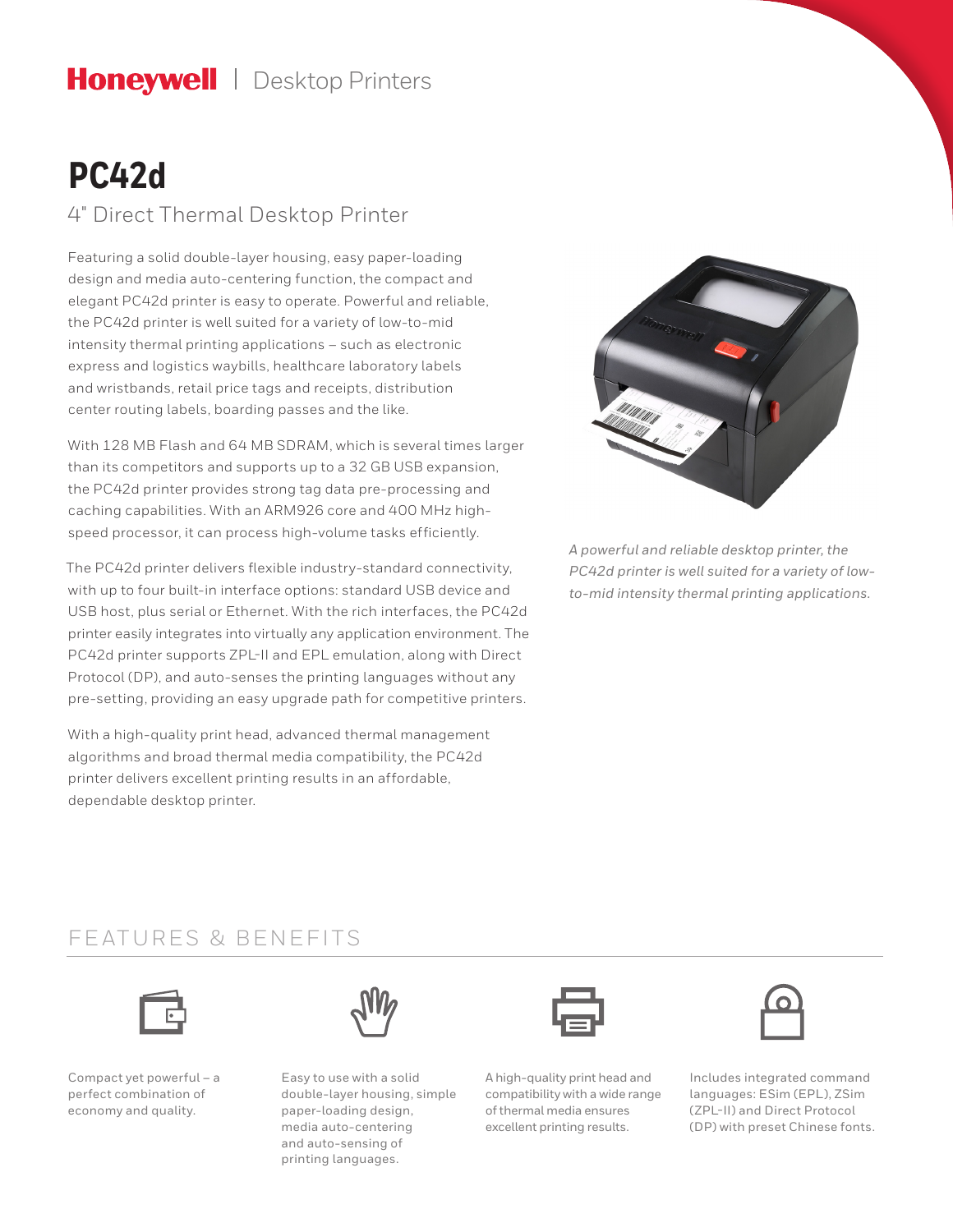Honeywell | Desktop Printers

# PC42d

## 4" Direct Thermal Desktop Printer

Featuring a solid double-layer housing, easy paper-loading design and media auto-centering function, the compact and elegant PC42d printer is easy to operate. Powerful and reliable, the PC42d printer is well suited for a variety of low-to-mid intensity thermal printing applications – such as electronic express and logistics waybills, healthcare laboratory labels and wristbands, retail price tags and receipts, distribution center routing labels, boarding passes and the like.

With 128 MB Flash and 64 MB SDRAM, which is several times larger than its competitors and supports up to a 32 GB USB expansion, the PC42d printer provides strong tag data pre-processing and caching capabilities. With an ARM926 core and 400 MHz high-speed processor, it can process high-volume tasks efficiently.

The PC42d printer delivers flexible industry-standard connectivity, with up to four built-in interface options: standard USB device and USB host, plus serial or Ethernet. With the rich interfaces, the PC42d printer easily integrates into virtually any application environment. The PC42d printer supports ZPL-II and EPL emulation, along with Direct Protocol (DP), and auto-senses the printing languages without any pre-setting, providing an easy upgrade path for competitive printers.

With a high-quality print head, advanced thermal management algorithms and broad thermal media compatibility, the PC42d printer delivers excellent printing results in an affordable, dependable desktop printer.

*A powerful and reliable desktop printer, the PC42d printer is well suited for a variety of low-to-mid intensity thermal printing applications.*

## FEATURES & BENEFITS

Compact yet powerful – a perfect combination of economy and quality.

Easy to use with a solid double-layer housing, simple paper-loading design, media auto-centering and auto-sensing of printing languages.

A high-quality print head and compatibility with a wide range of thermal media ensures excellent printing results.

Includes integrated command languages: ESim (EPL), ZSim (ZPL-II) and Direct Protocol (DP) with preset Chinese fonts.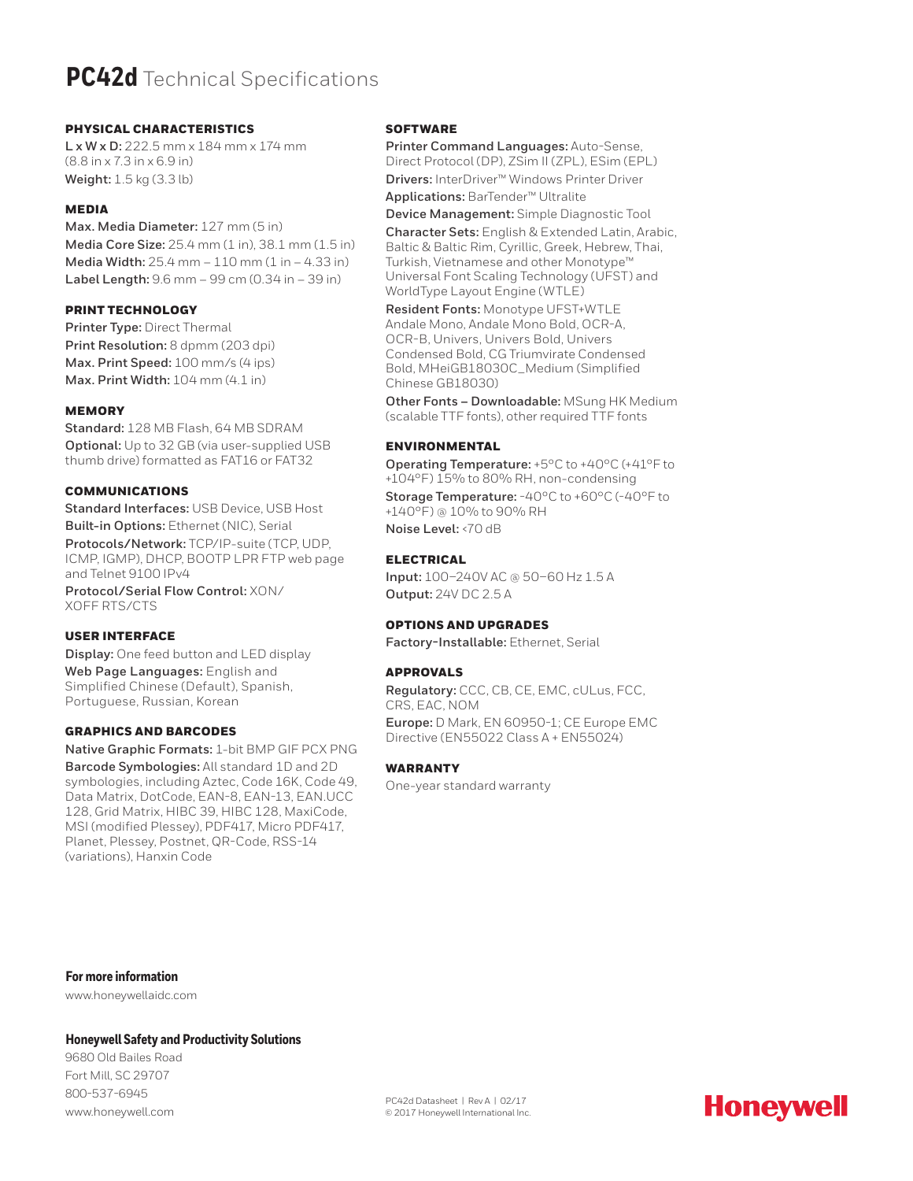# **PC42d** Technical Specifications

### PHYSICAL CHARACTERISTICS

**L x W x D:** 222.5 mm x 184 mm x 174 mm (8.8 in x 7.3 in x 6.9 in)

**Weight:** 1.5 kg (3.3 lb)

### MEDIA

**Max. Media Diameter:** 127 mm (5 in)

**Media Core Size:** 25.4 mm (1 in), 38.1 mm (1.5 in)

**Media Width:** 25.4 mm – 110 mm (1 in – 4.33 in)

**Label Length:** 9.6 mm – 99 cm (0.34 in – 39 in)

### PRINT TECHNOLOGY

**Printer Type:** Direct Thermal

**Print Resolution:** 8 dpmm (203 dpi)

**Max. Print Speed:** 100 mm/s (4 ips)

**Max. Print Width:** 104 mm (4.1 in)

### MEMORY

**Standard:** 128 MB Flash, 64 MB SDRAM

**Optional:** Up to 32 GB (via user-supplied USB thumb drive) formatted as FAT16 or FAT32

### COMMUNICATIONS

**Standard Interfaces:** USB Device, USB Host

**Built-in Options:** Ethernet (NIC), Serial

**Protocols/Network:** TCP/IP-suite (TCP, UDP, ICMP, IGMP), DHCP, BOOTP LPR FTP web page and Telnet 9100 IPv4

**Protocol/Serial Flow Control:** XON/XOFF RTS/CTS

### USER INTERFACE

**Display:** One feed button and LED display

**Web Page Languages:** English and Simplified Chinese (Default), Spanish, Portuguese, Russian, Korean

### GRAPHICS AND BARCODES

**Native Graphic Formats:** 1-bit BMP GIF PCX PNG

**Barcode Symbologies:** All standard 1D and 2D symbologies, including Aztec, Code 16K, Code 49, Data Matrix, DotCode, EAN-8, EAN-13, EAN.UCC 128, Grid Matrix, HIBC 39, HIBC 128, MaxiCode, MSI (modified Plessey), PDF417, Micro PDF417, Planet, Plessey, Postnet, QR-Code, RSS-14 (variations), Hanxin Code

### SOFTWARE

**Printer Command Languages:** Auto-Sense, Direct Protocol (DP), ZSim II (ZPL), ESim (EPL)

**Drivers:** InterDriver™ Windows Printer Driver

**Applications:** BarTender™ Ultralite

**Device Management:** Simple Diagnostic Tool

**Character Sets:** English & Extended Latin, Arabic, Baltic & Baltic Rim, Cyrillic, Greek, Hebrew, Thai, Turkish, Vietnamese and other Monotype™ Universal Font Scaling Technology (UFST) and WorldType Layout Engine (WTLE)

**Resident Fonts:** Monotype UFST+WTLE Andale Mono, Andale Mono Bold, OCR-A, OCR-B, Univers, Univers Bold, Univers Condensed Bold, CG Triumvirate Condensed Bold, MHeiGB18030C_Medium (Simplified Chinese GB18030)

**Other Fonts – Downloadable:** MSung HK Medium (scalable TTF fonts), other required TTF fonts

### ENVIRONMENTAL

**Operating Temperature:** +5°C to +40°C (+41°F to +104°F) 15% to 80% RH, non-condensing

**Storage Temperature:** -40°C to +60°C (-40°F to +140°F) @ 10% to 90% RH

**Noise Level:** <70 dB

### ELECTRICAL

**Input:** 100–240V AC @ 50–60 Hz 1.5 A

**Output:** 24V DC 2.5 A

### OPTIONS AND UPGRADES

**Factory-Installable:** Ethernet, Serial

### APPROVALS

**Regulatory:** CCC, CB, CE, EMC, cULus, FCC, CRS, EAC, NOM

**Europe:** D Mark, EN 60950-1; CE Europe EMC Directive (EN55022 Class A + EN55024)

### WARRANTY

One-year standard warranty

**For more information**

www.honeywellaidc.com

**Honeywell Safety and Productivity Solutions**

9680 Old Bailes Road
Fort Mill, SC 29707
800-537-6945
www.honeywell.com

PC42d Datasheet | Rev A | 02/17
© 2017 Honeywell International Inc.

Honeywell